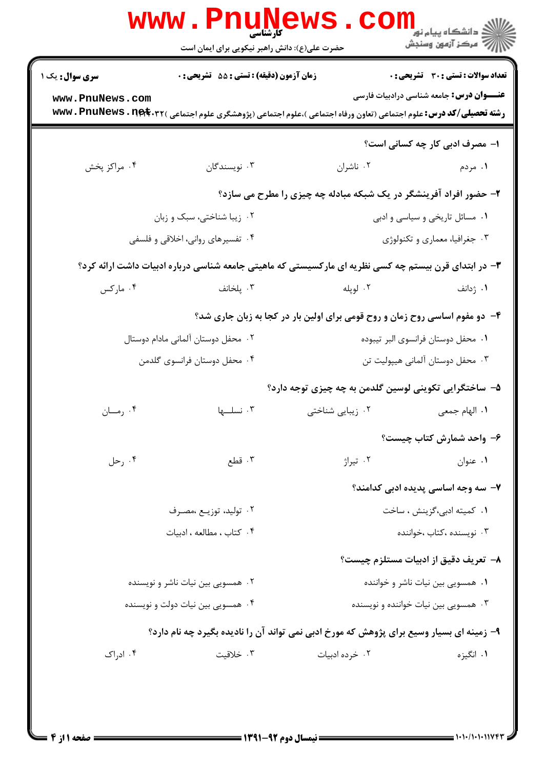کارشناسی

حضرت علی(ع): دانش راهبر نیکویی برای ایمان است

**سری سوال:** یک ۱ | **زمان آزمون (دقیقه) : تستی :** ۵۵ **تشریحی :** ۰ | **تعداد سوالات : تستی :** ۳۰ **تشریحی :** ۰

**عنـــوان درس:** جامعه شناسی درادبیات فارسی

**رشته تحصیلی/کد درس:** علوم اجتماعی (تعاون ورفاه اجتماعی )،علوم اجتماعی (پژوهشگری علوم اجتماعی )۱۲۲۲۰۳۲

**۱- مصرف ادبی کار چه کسانی است؟**

۱. مردم
۲. ناشران
۳. نویسندگان
۴. مراکز پخش

**۲- حضور افراد آفرینشگر در یک شبکه مبادله چه چیزی را مطرح می سازد؟**

۱. مسائل تاریخی و سیاسی و ادبی
۲. زیبا شناختی، سبک و زبان
۳. جغرافیا، معماری و تکنولوژی
۴. تفسیرهای روانی، اخلاقی و فلسفی

**۳- در ابتدای قرن بیستم چه کسی نظریه ای مارکسیستی که ماهیتی جامعه شناسی درباره ادبیات داشت ارائه کرد؟**

۱. ژدانف
۲. لوپله
۳. پلخانف
۴. مارکس

**۴- دو مفوم اساسی روح زمان و روح قومی برای اولین بار در کجا به زبان جاری شد؟**

۱. محفل دوستان فرانسوی البر تیبوده
۲. محفل دوستان آلمانی مادام دوستال
۳. محفل دوستان آلمانی هیپولیت تن
۴. محفل دوستان فرانسوی گلدمن

**۵- ساختگرایی تکوینی لوسین گلدمن به چه چیزی توجه دارد؟**

۱. الهام جمعی
۲. زیبایی شناختی
۳. نسلـها
۴. رمـان

**۶- واحد شمارش کتاب چیست؟**

۱. عنوان
۲. تیراژ
۳. قطع
۴. رحل

**۷- سه وجه اساسی پدیده ادبی کدامند؟**

۱. کمیته ادبی،گزینش ، ساخت
۲. تولید، توزیـع ،مصـرف
۳. نویسنده ،کتاب ،خواننده
۴. کتاب ، مطالعه ، ادبیات

**۸- تعریف دقیق از ادبیات مستلزم چیست؟**

۱. همسویی بین نیات ناشر و خواننده
۲. همسویی بین نیات ناشر و نویسنده
۳. همسویی بین نیات خواننده و نویسنده
۴. همسویی بین نیات دولت و نویسنده

**۹- زمینه ای بسیار وسیع برای پژوهش که مورخ ادبی نمی تواند آن را نادیده بگیرد چه نام دارد؟**

۱. انگیزه
۲. خرده ادبیات
۳. خلاقیت
۴. ادراک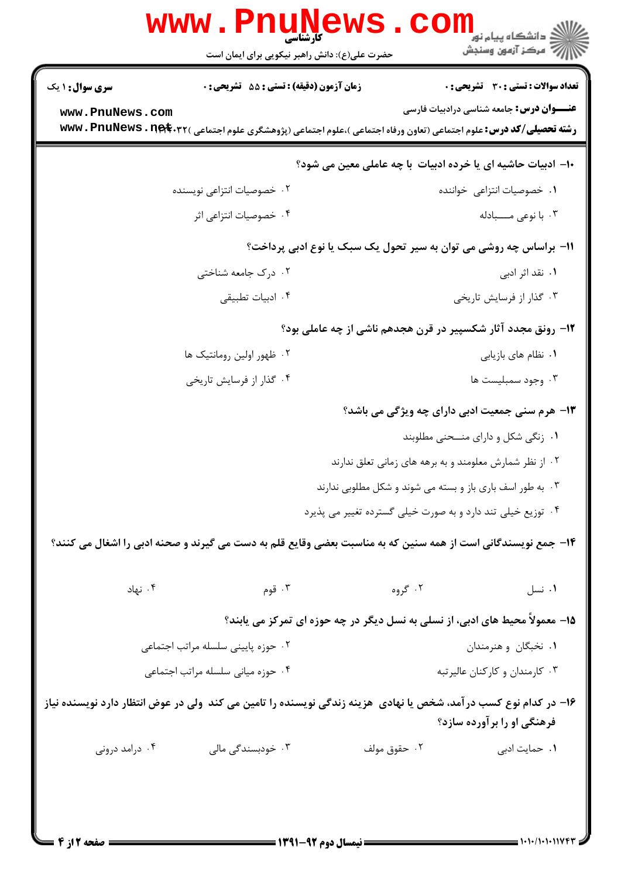**تعداد سوالات: تستی: ۳۰ تشریحی: ۰** | **زمان آزمون (دقیقه): تستی: ۵۵ تشریحی: ۰** | **سری سوال: ۱ یک**

**عنـــوان درس:** جامعه شناسی درادبیات فارسی

**رشته تحصیلی/کد درس:** علوم اجتماعی (تعاون ورفاه اجتماعی )،علوم اجتماعی (پژوهشگری علوم اجتماعی )۱۲۲۲۰۳۲

۱۰- ادبیات حاشیه ای یا خرده ادبیات با چه عاملی معین می شود؟

۱. خصوصیات انتزاعی خواننده

۲. خصوصیات انتزاعی نویسنده

۳. با نوعی مبادله

۴. خصوصیات انتزاعی اثر

۱۱- براساس چه روشی می توان به سیر تحول یک سبک یا نوع ادبی پرداخت؟

۱. نقد اثر ادبی

۲. درک جامعه شناختی

۳. گذار از فرسایش تاریخی

۴. ادبیات تطبیقی

۱۲- رونق مجدد آثار شکسپیر در قرن هجدهم ناشی از چه عاملی بود؟

۱. نظام های بازیابی

۲. ظهور اولین رومانتیک ها

۳. وجود سمبلیست ها

۴. گذار از فرسایش تاریخی

۱۳- هرم سنی جمعیت ادبی دارای چه ویژگی می باشد؟

۱. زنگی شکل و دارای منحنی مطلوبند

۲. از نظر شمارش معلومند و به برهه های زمانی تعلق ندارند

۳. به طور اسف باری باز و بسته می شوند و شکل مطلوبی ندارند

۴. توزیع خیلی تند دارد و به صورت خیلی گسترده تغییر می پذیرد

۱۴- جمع نویسندگانی است از همه سنین که به مناسبت بعضی وقایع قلم به دست می گیرند و صحنه ادبی را اشغال می کنند؟

۱. نسل

۲. گروه

۳. قوم

۴. نهاد

۱۵- معمولاً محیط های ادبی، از نسلی به نسل دیگر در چه حوزه ای تمرکز می یابند؟

۱. نخبگان و هنرمندان

۲. حوزه پایینی سلسله مراتب اجتماعی

۳. کارمندان و کارکنان عالیرتبه

۴. حوزه میانی سلسله مراتب اجتماعی

۱۶- در کدام نوع کسب درآمد، شخص یا نهادی هزینه زندگی نویسنده را تامین می کند ولی در عوض انتظار دارد نویسنده نیاز فرهنگی او را برآورده سازد؟

۱. حمایت ادبی

۲. حقوق مولف

۳. خودبسندگی مالی

۴. درامد درونی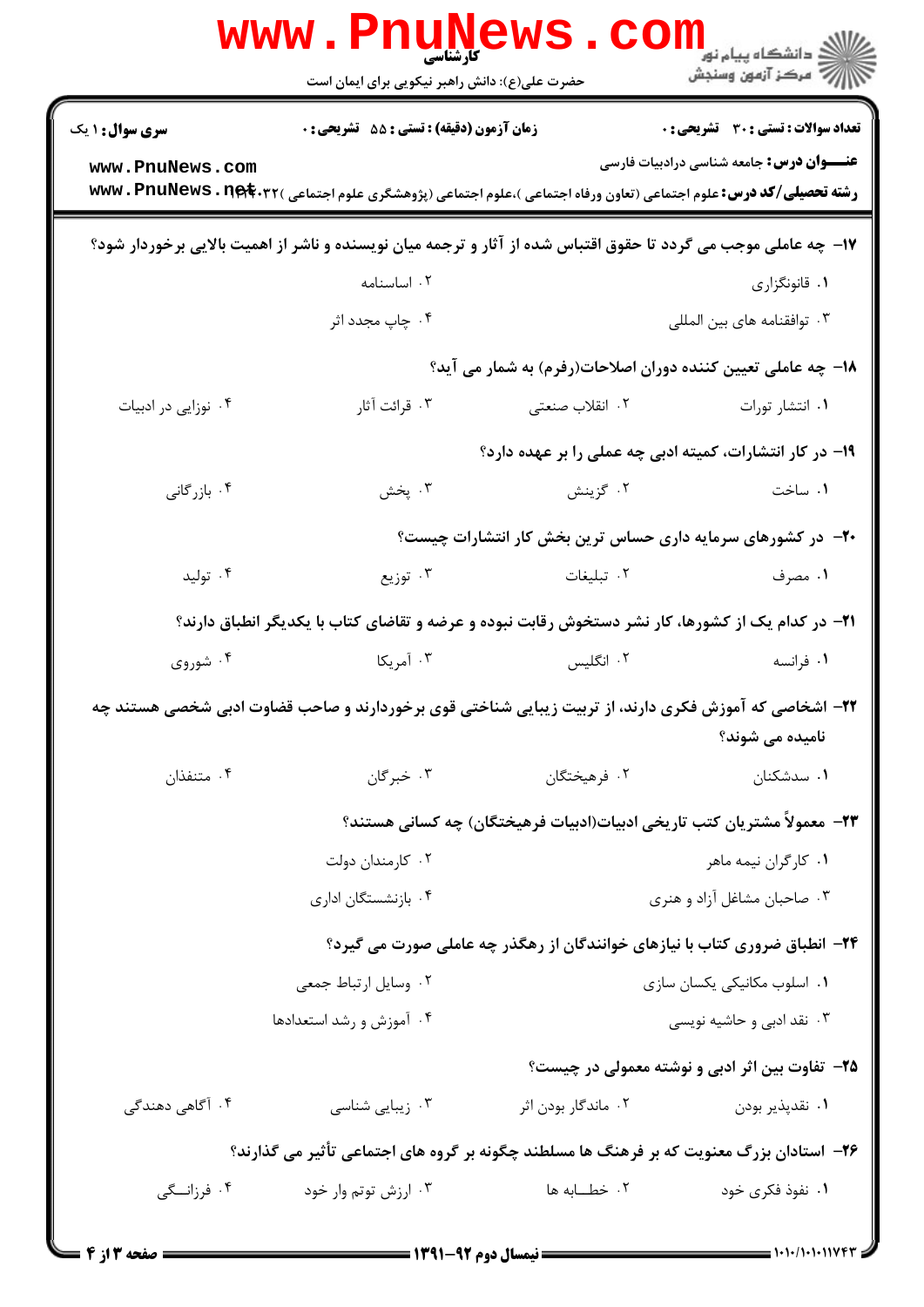**سری سوال:** ۱ یک | **زمان آزمون (دقیقه) : تستی :** ۵۵ **تشریحی :** ۰ | **تعداد سوالات : تستی :** ۳۰ **تشریحی :** ۰

**عنـــوان درس:** جامعه شناسی درادبیات فارسی

**رشته تحصیلی/کد درس:** علوم اجتماعی (تعاون ورفاه اجتماعی )،علوم اجتماعی (پژوهشگری علوم اجتماعی )۱۲۲۲۰۳۲

۱۷- چه عاملی موجب می گردد تا حقوق اقتباس شده از آثار و ترجمه میان نویسنده و ناشر از اهمیت بالایی برخوردار شود؟

۱. قانونگزاری
۲. اساسنامه
۳. توافقنامه های بین المللی
۴. چاپ مجدد اثر

۱۸- چه عاملی تعیین کننده دوران اصلاحات(رفرم) به شمار می آید؟

۱. انتشار تورات
۲. انقلاب صنعتی
۳. قرائت آثار
۴. نوزایی در ادبیات

۱۹- در کار انتشارات، کمیته ادبی چه عملی را بر عهده دارد؟

۱. ساخت
۲. گزینش
۳. پخش
۴. بازرگانی

۲۰- در کشورهای سرمایه داری حساس ترین بخش کار انتشارات چیست؟

۱. مصرف
۲. تبلیغات
۳. توزیع
۴. تولید

۲۱- در کدام یک از کشورها، کار نشر دستخوش رقابت نبوده و عرضه و تقاضای کتاب با یکدیگر انطباق دارند؟

۱. فرانسه
۲. انگلیس
۳. آمریکا
۴. شوروی

۲۲- اشخاصی که آموزش فکری دارند، از تربیت زیبایی شناختی قوی برخوردارند و صاحب قضاوت ادبی شخصی هستند چه نامیده می شوند؟

۱. سدشکنان
۲. فرهیختگان
۳. خبرگان
۴. متنفذان

۲۳- معمولاً مشتریان کتب تاریخی ادبیات(ادبیات فرهیختگان) چه کسانی هستند؟

۱. کارگران نیمه ماهر
۲. کارمندان دولت
۳. صاحبان مشاغل آزاد و هنری
۴. بازنشستگان اداری

۲۴- انطباق ضروری کتاب با نیازهای خوانندگان از رهگذر چه عاملی صورت می گیرد؟

۱. اسلوب مکانیکی یکسان سازی
۲. وسایل ارتباط جمعی
۳. نقد ادبی و حاشیه نویسی
۴. آموزش و رشد استعدادها

۲۵- تفاوت بین اثر ادبی و نوشته معمولی در چیست؟

۱. نقدپذیر بودن
۲. ماندگار بودن اثر
۳. زیبایی شناسی
۴. آگاهی دهندگی

۲۶- استادان بزرگ معنویت که بر فرهنگ ها مسلطند چگونه بر گروه های اجتماعی تأثیر می گذارند؟

۱. نفوذ فکری خود
۲. خطـــابه ها
۳. ارزش توتم وار خود
۴. فرزانــگی

نیمسال دوم ۹۲-۱۳۹۱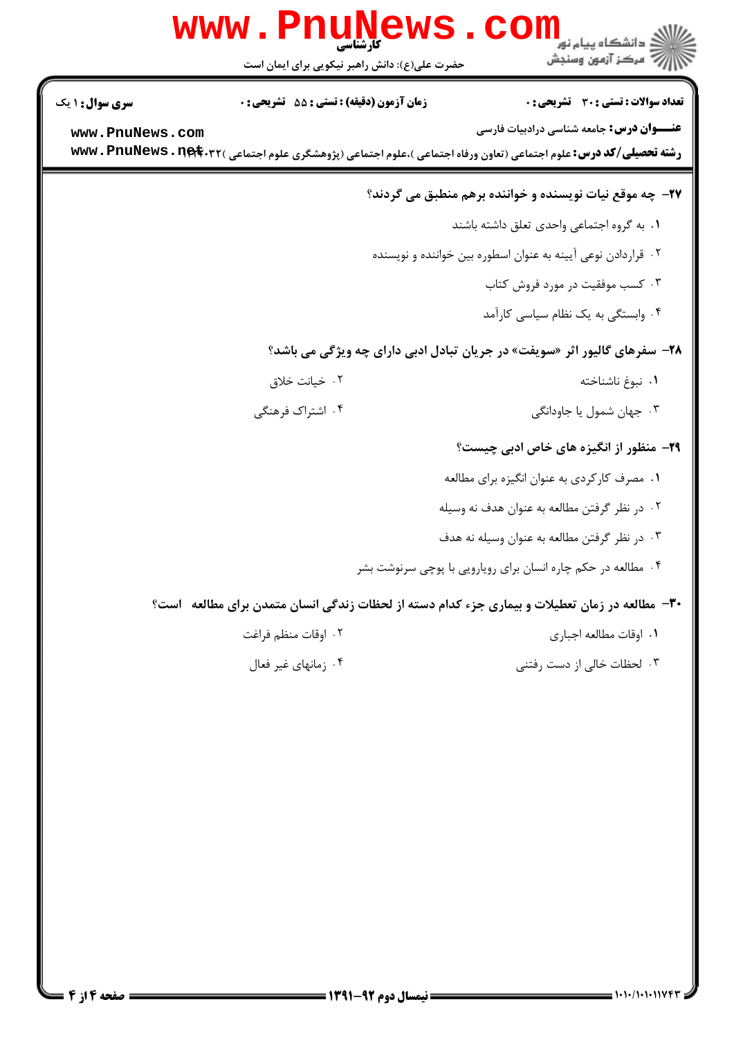**۲۷- چه موقع نیات نویسنده و خواننده برهم منطبق می گردند؟**

۱. به گروه اجتماعی واحدی تعلق داشته باشند

۲. قراردادن نوعی آیینه به عنوان اسطوره بین خواننده و نویسنده

۳. کسب موفقیت در مورد فروش کتاب

۴. وابستگی به یک نظام سیاسی کارآمد

**۲۸- سفرهای گالیور اثر «سویفت» در جریان تبادل ادبی دارای چه ویژگی می باشد؟**

۱. نبوغ ناشناخته

۲. خیانت خلاق

۳. جهان شمول یا جاودانگی

۴. اشتراک فرهنگی

**۲۹- منظور از انگیزه های خاص ادبی چیست؟**

۱. مصرف کارکردی به عنوان انگیزه برای مطالعه

۲. در نظر گرفتن مطالعه به عنوان هدف نه وسیله

۳. در نظر گرفتن مطالعه به عنوان وسیله نه هدف

۴. مطالعه در حکم چاره انسان برای رویارویی با پوچی سرنوشت بشر

**۳۰- مطالعه در زمان تعطیلات و بیماری جزء کدام دسته از لحظات زندگی انسان متمدن برای مطالعه است؟**

۱. اوقات مطالعه اجباری

۲. اوقات منظم فراغت

۳. لحظات خالی از دست رفتنی

۴. زمانهای غیر فعال